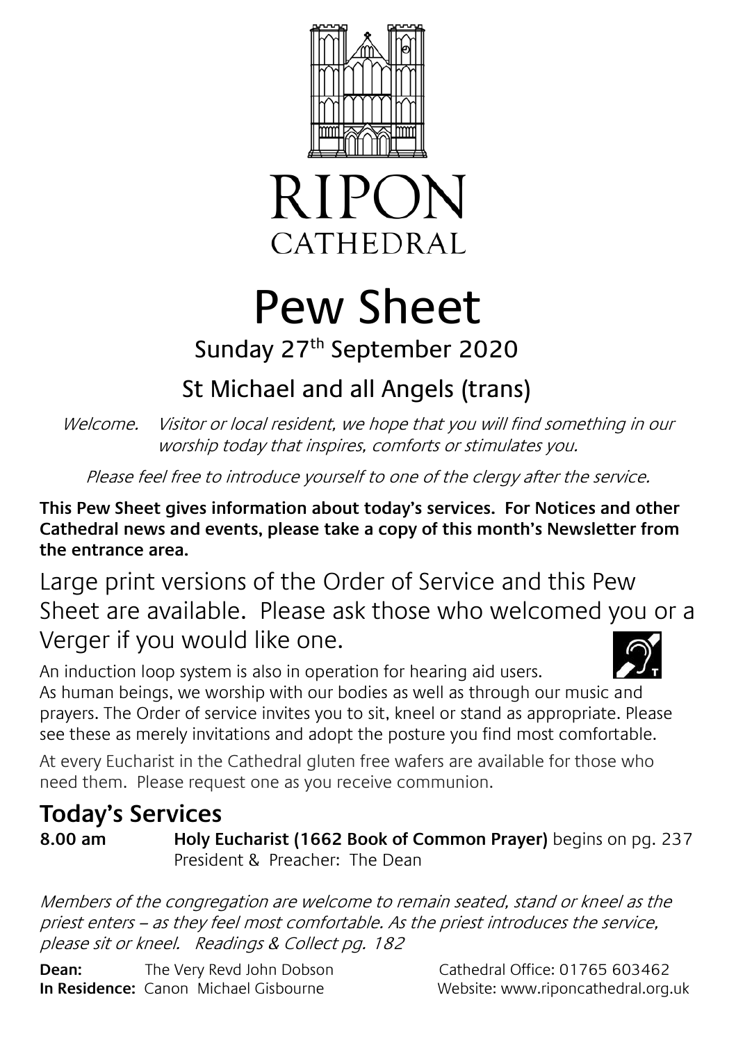# RIPON CATHEDRAL

# Pew Sheet

## Sunday 27th September 2020

## St Michael and all Angels (trans)

*Welcome. Visitor or local resident, we hope that you will find something in our worship today that inspires, comforts or stimulates you.*

*Please feel free to introduce yourself to one of the clergy after the service.*

**This Pew Sheet gives information about today's services. For Notices and other Cathedral news and events, please take a copy of this month's Newsletter from the entrance area.**

Large print versions of the Order of Service and this Pew Sheet are available. Please ask those who welcomed you or a Verger if you would like one.

An induction loop system is also in operation for hearing aid users.

As human beings, we worship with our bodies as well as through our music and prayers. The Order of service invites you to sit, kneel or stand as appropriate. Please see these as merely invitations and adopt the posture you find most comfortable.

At every Eucharist in the Cathedral gluten free wafers are available for those who need them. Please request one as you receive communion.

## Today's Services

**8.00 am** **Holy Eucharist (1662 Book of Common Prayer)** begins on pg. 237
President & Preacher: The Dean

*Members of the congregation are welcome to remain seated, stand or kneel as the priest enters – as they feel most comfortable. As the priest introduces the service, please sit or kneel. Readings & Collect pg. 182*

**Dean:** The Very Revd John Dobson
**In Residence:** Canon Michael Gisbourne

Cathedral Office: 01765 603462
Website: www.riponcathedral.org.uk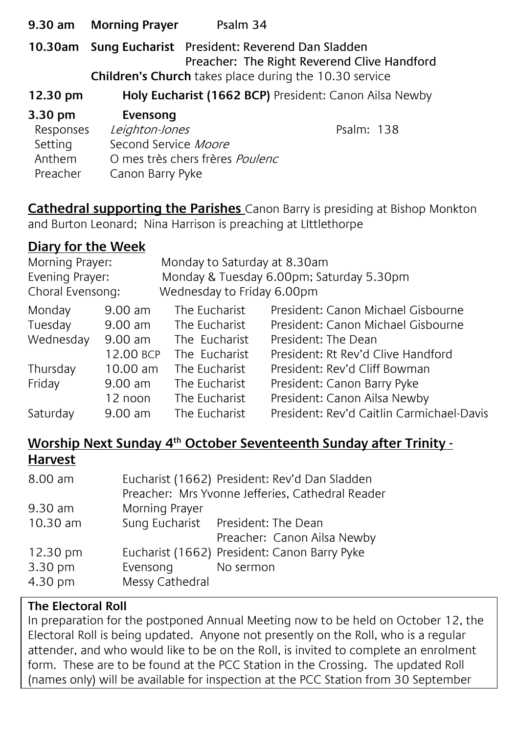**9.30 am** **Morning Prayer** Psalm 34

**10.30am** **Sung Eucharist** President: Reverend Dan Sladden
Preacher: The Right Reverend Clive Handford
**Children's Church** takes place during the 10.30 service

**12.30 pm** **Holy Eucharist (1662 BCP)** President: Canon Ailsa Newby

**3.30 pm** **Evensong**

| | | |
|---|---|---|
| Responses | *Leighton-Jones* | Psalm: 138 |
| Setting | Second Service *Moore* | |
| Anthem | O mes très chers frères *Poulenc* | |
| Preacher | Canon Barry Pyke | |

**Cathedral supporting the Parishes** Canon Barry is presiding at Bishop Monkton and Burton Leonard; Nina Harrison is preaching at LIttlethorpe

## Diary for the Week

Morning Prayer: Monday to Saturday at 8.30am
Evening Prayer: Monday & Tuesday 6.00pm; Saturday 5.30pm
Choral Evensong: Wednesday to Friday 6.00pm

| | | | |
|---|---|---|---|
| Monday | 9.00 am | The Eucharist | President: Canon Michael Gisbourne |
| Tuesday | 9.00 am | The Eucharist | President: Canon Michael Gisbourne |
| Wednesday | 9.00 am | The Eucharist | President: The Dean |
| | 12.00 BCP | The Eucharist | President: Rt Rev'd Clive Handford |
| Thursday | 10.00 am | The Eucharist | President: Rev'd Cliff Bowman |
| Friday | 9.00 am | The Eucharist | President: Canon Barry Pyke |
| | 12 noon | The Eucharist | President: Canon Ailsa Newby |
| Saturday | 9.00 am | The Eucharist | President: Rev'd Caitlin Carmichael-Davis |

## Worship Next Sunday 4th October Seventeenth Sunday after Trinity - Harvest

| | | |
|---|---|---|
| 8.00 am | Eucharist (1662) | President: Rev'd Dan Sladden |
| | | Preacher: Mrs Yvonne Jefferies, Cathedral Reader |
| 9.30 am | Morning Prayer | |
| 10.30 am | Sung Eucharist | President: The Dean |
| | | Preacher: Canon Ailsa Newby |
| 12.30 pm | Eucharist (1662) | President: Canon Barry Pyke |
| 3.30 pm | Evensong | No sermon |
| 4.30 pm | Messy Cathedral | |

**The Electoral Roll**

In preparation for the postponed Annual Meeting now to be held on October 12, the Electoral Roll is being updated. Anyone not presently on the Roll, who is a regular attender, and who would like to be on the Roll, is invited to complete an enrolment form. These are to be found at the PCC Station in the Crossing. The updated Roll (names only) will be available for inspection at the PCC Station from 30 September